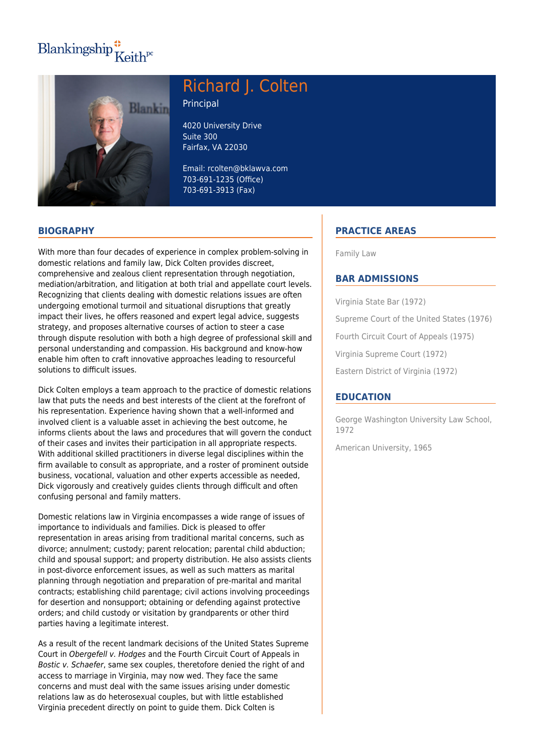Blankingship Keith pc

# Richard J. Colten

Principal

4020 University Drive
Suite 300
Fairfax, VA 22030

Email: rcolten@bklawva.com
703-691-1235 (Office)
703-691-3913 (Fax)

## BIOGRAPHY

With more than four decades of experience in complex problem-solving in domestic relations and family law, Dick Colten provides discreet, comprehensive and zealous client representation through negotiation, mediation/arbitration, and litigation at both trial and appellate court levels. Recognizing that clients dealing with domestic relations issues are often undergoing emotional turmoil and situational disruptions that greatly impact their lives, he offers reasoned and expert legal advice, suggests strategy, and proposes alternative courses of action to steer a case through dispute resolution with both a high degree of professional skill and personal understanding and compassion. His background and know-how enable him often to craft innovative approaches leading to resourceful solutions to difficult issues.

Dick Colten employs a team approach to the practice of domestic relations law that puts the needs and best interests of the client at the forefront of his representation. Experience having shown that a well-informed and involved client is a valuable asset in achieving the best outcome, he informs clients about the laws and procedures that will govern the conduct of their cases and invites their participation in all appropriate respects. With additional skilled practitioners in diverse legal disciplines within the firm available to consult as appropriate, and a roster of prominent outside business, vocational, valuation and other experts accessible as needed, Dick vigorously and creatively guides clients through difficult and often confusing personal and family matters.

Domestic relations law in Virginia encompasses a wide range of issues of importance to individuals and families. Dick is pleased to offer representation in areas arising from traditional marital concerns, such as divorce; annulment; custody; parent relocation; parental child abduction; child and spousal support; and property distribution. He also assists clients in post-divorce enforcement issues, as well as such matters as marital planning through negotiation and preparation of pre-marital and marital contracts; establishing child parentage; civil actions involving proceedings for desertion and nonsupport; obtaining or defending against protective orders; and child custody or visitation by grandparents or other third parties having a legitimate interest.

As a result of the recent landmark decisions of the United States Supreme Court in *Obergefell v. Hodges* and the Fourth Circuit Court of Appeals in *Bostic v. Schaefer*, same sex couples, theretofore denied the right of and access to marriage in Virginia, may now wed. They face the same concerns and must deal with the same issues arising under domestic relations law as do heterosexual couples, but with little established Virginia precedent directly on point to guide them. Dick Colten is

## PRACTICE AREAS

Family Law

## BAR ADMISSIONS

Virginia State Bar (1972)

Supreme Court of the United States (1976)

Fourth Circuit Court of Appeals (1975)

Virginia Supreme Court (1972)

Eastern District of Virginia (1972)

## EDUCATION

George Washington University Law School, 1972

American University, 1965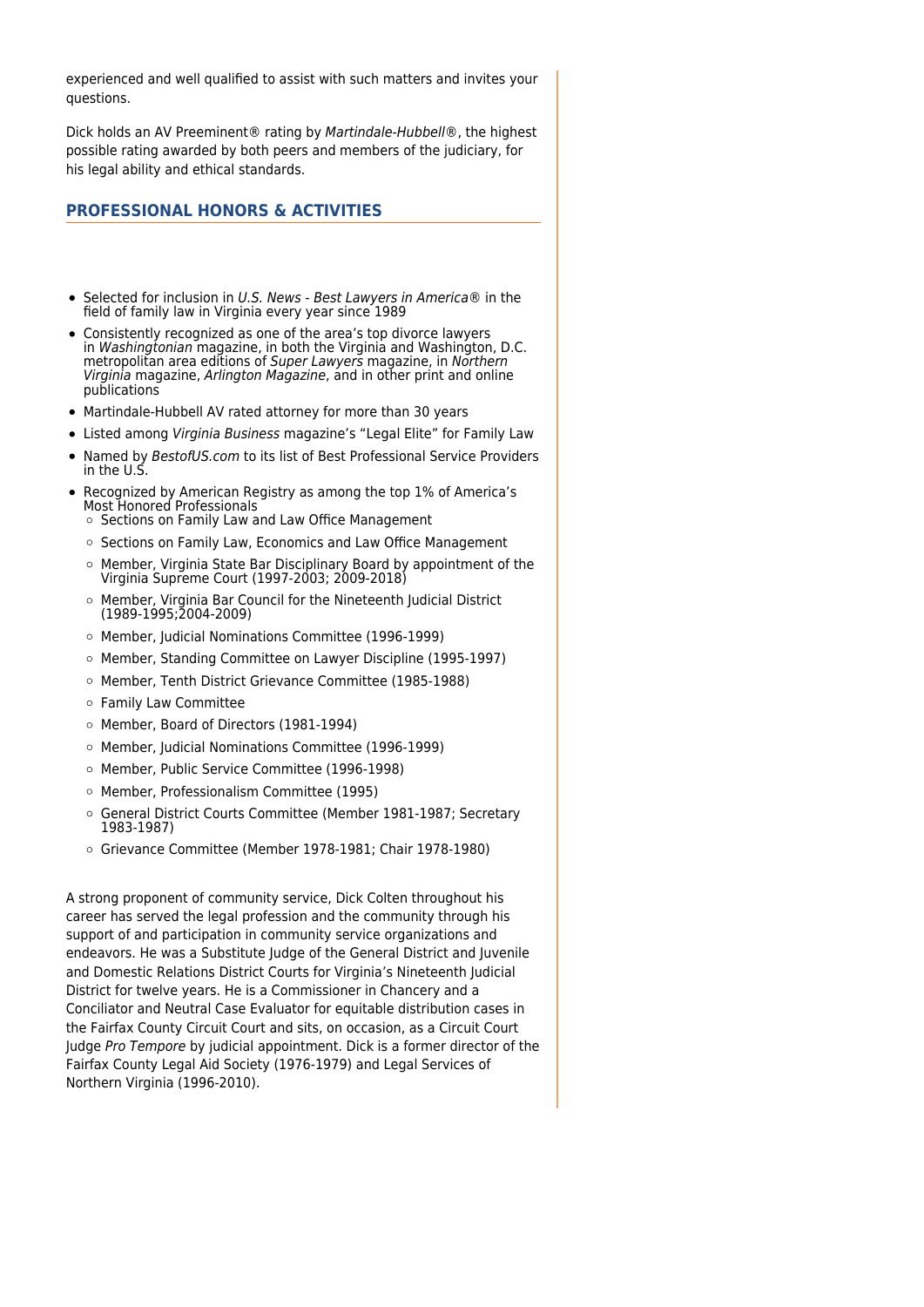experienced and well qualified to assist with such matters and invites your questions.

Dick holds an AV Preeminent® rating by *Martindale-Hubbell®*, the highest possible rating awarded by both peers and members of the judiciary, for his legal ability and ethical standards.

## PROFESSIONAL HONORS & ACTIVITIES

- Selected for inclusion in *U.S. News - Best Lawyers in America®* in the field of family law in Virginia every year since 1989
- Consistently recognized as one of the area's top divorce lawyers in *Washingtonian* magazine, in both the Virginia and Washington, D.C. metropolitan area editions of *Super Lawyers* magazine, in *Northern Virginia* magazine, *Arlington Magazine*, and in other print and online publications
- Martindale-Hubbell AV rated attorney for more than 30 years
- Listed among *Virginia Business* magazine's "Legal Elite" for Family Law
- Named by *BestofUS.com* to its list of Best Professional Service Providers in the U.S.
- Recognized by American Registry as among the top 1% of America's Most Honored Professionals
  - Sections on Family Law and Law Office Management
  - Sections on Family Law, Economics and Law Office Management
  - Member, Virginia State Bar Disciplinary Board by appointment of the Virginia Supreme Court (1997-2003; 2009-2018)
  - Member, Virginia Bar Council for the Nineteenth Judicial District (1989-1995;2004-2009)
  - Member, Judicial Nominations Committee (1996-1999)
  - Member, Standing Committee on Lawyer Discipline (1995-1997)
  - Member, Tenth District Grievance Committee (1985-1988)
  - Family Law Committee
  - Member, Board of Directors (1981-1994)
  - Member, Judicial Nominations Committee (1996-1999)
  - Member, Public Service Committee (1996-1998)
  - Member, Professionalism Committee (1995)
  - General District Courts Committee (Member 1981-1987; Secretary 1983-1987)
  - Grievance Committee (Member 1978-1981; Chair 1978-1980)

A strong proponent of community service, Dick Colten throughout his career has served the legal profession and the community through his support of and participation in community service organizations and endeavors. He was a Substitute Judge of the General District and Juvenile and Domestic Relations District Courts for Virginia's Nineteenth Judicial District for twelve years. He is a Commissioner in Chancery and a Conciliator and Neutral Case Evaluator for equitable distribution cases in the Fairfax County Circuit Court and sits, on occasion, as a Circuit Court Judge *Pro Tempore* by judicial appointment. Dick is a former director of the Fairfax County Legal Aid Society (1976-1979) and Legal Services of Northern Virginia (1996-2010).